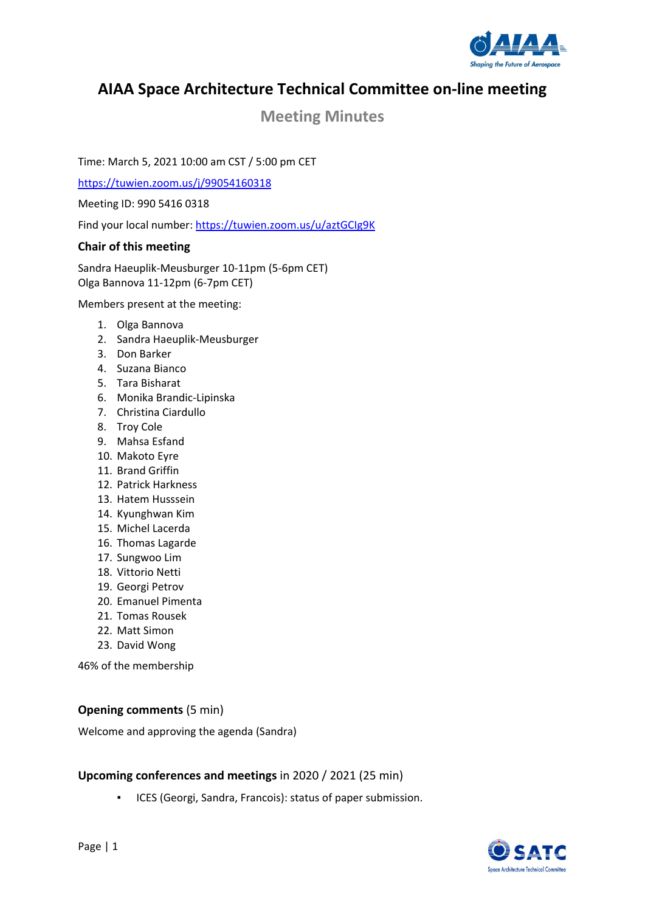# AIAA Space Architecture Technical Committee on-line meeting

## Meeting Minutes

Time: March 5, 2021 10:00 am CST / 5:00 pm CET

https://tuwien.zoom.us/j/99054160318

Meeting ID: 990 5416 0318

Find your local number: https://tuwien.zoom.us/u/aztGClg9K

### Chair of this meeting

Sandra Haeuplik-Meusburger 10-11pm (5-6pm CET)
Olga Bannova 11-12pm (6-7pm CET)

Members present at the meeting:

1. Olga Bannova
2. Sandra Haeuplik-Meusburger
3. Don Barker
4. Suzana Bianco
5. Tara Bisharat
6. Monika Brandic-Lipinska
7. Christina Ciardullo
8. Troy Cole
9. Mahsa Esfand
10. Makoto Eyre
11. Brand Griffin
12. Patrick Harkness
13. Hatem Husssein
14. Kyunghwan Kim
15. Michel Lacerda
16. Thomas Lagarde
17. Sungwoo Lim
18. Vittorio Netti
19. Georgi Petrov
20. Emanuel Pimenta
21. Tomas Rousek
22. Matt Simon
23. David Wong

46% of the membership

### **Opening comments** (5 min)

Welcome and approving the agenda (Sandra)

### **Upcoming conferences and meetings** in 2020 / 2021 (25 min)

- ICES (Georgi, Sandra, Francois): status of paper submission.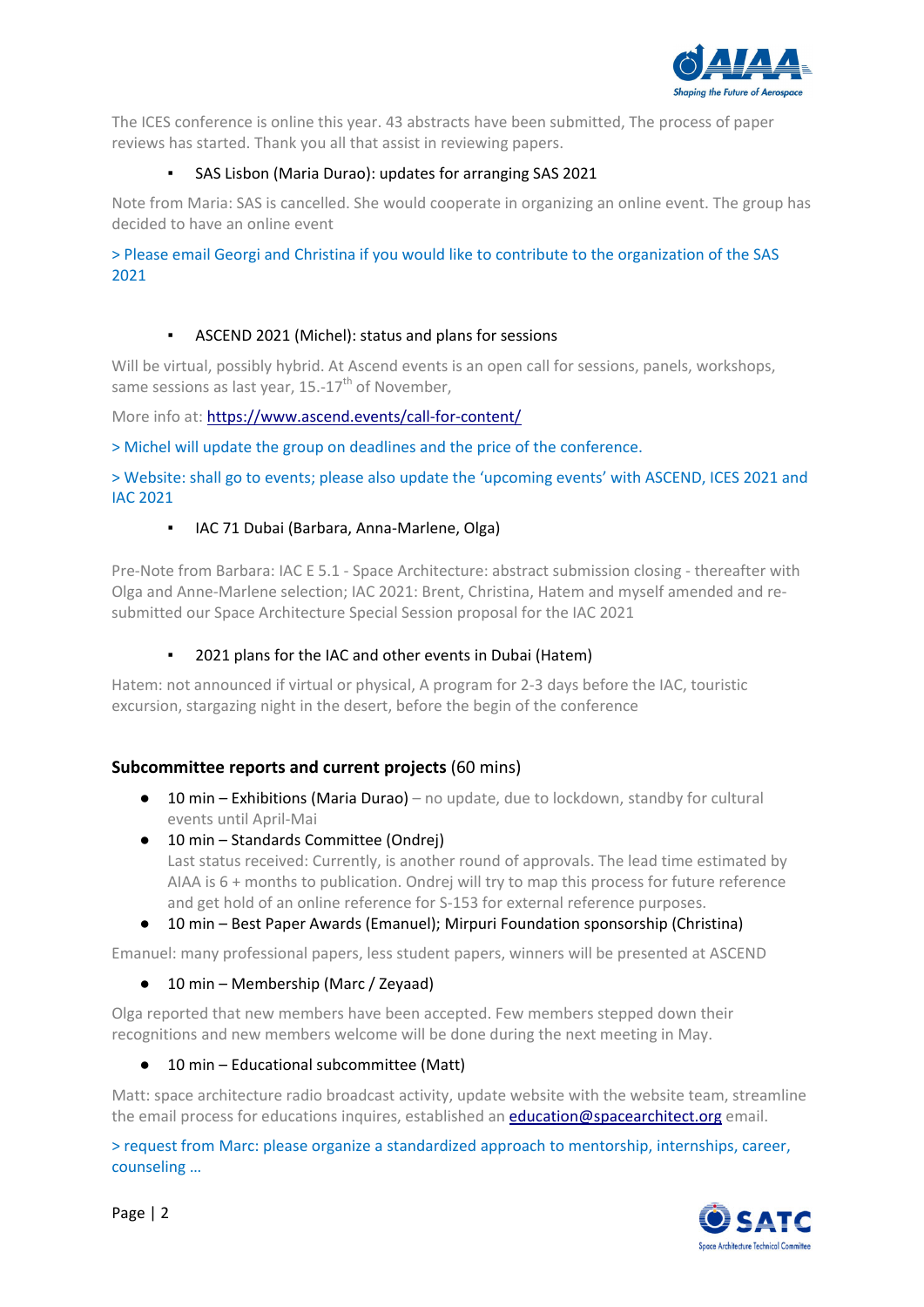The ICES conference is online this year. 43 abstracts have been submitted, The process of paper reviews has started. Thank you all that assist in reviewing papers.

- SAS Lisbon (Maria Durao): updates for arranging SAS 2021

Note from Maria: SAS is cancelled. She would cooperate in organizing an online event. The group has decided to have an online event

> Please email Georgi and Christina if you would like to contribute to the organization of the SAS 2021

- ASCEND 2021 (Michel): status and plans for sessions

Will be virtual, possibly hybrid. At Ascend events is an open call for sessions, panels, workshops, same sessions as last year, 15.-17th of November,

More info at: https://www.ascend.events/call-for-content/

> Michel will update the group on deadlines and the price of the conference.

> Website: shall go to events; please also update the 'upcoming events' with ASCEND, ICES 2021 and IAC 2021

- IAC 71 Dubai (Barbara, Anna-Marlene, Olga)

Pre-Note from Barbara: IAC E 5.1 - Space Architecture: abstract submission closing - thereafter with Olga and Anne-Marlene selection; IAC 2021: Brent, Christina, Hatem and myself amended and re-submitted our Space Architecture Special Session proposal for the IAC 2021

- 2021 plans for the IAC and other events in Dubai (Hatem)

Hatem: not announced if virtual or physical, A program for 2-3 days before the IAC, touristic excursion, stargazing night in the desert, before the begin of the conference

**Subcommittee reports and current projects** (60 mins)

- 10 min – Exhibitions (Maria Durao) – no update, due to lockdown, standby for cultural events until April-Mai
- 10 min – Standards Committee (Ondrej)
  Last status received: Currently, is another round of approvals. The lead time estimated by AIAA is 6 + months to publication. Ondrej will try to map this process for future reference and get hold of an online reference for S-153 for external reference purposes.
- 10 min – Best Paper Awards (Emanuel); Mirpuri Foundation sponsorship (Christina)

Emanuel: many professional papers, less student papers, winners will be presented at ASCEND

- 10 min – Membership (Marc / Zeyaad)

Olga reported that new members have been accepted. Few members stepped down their recognitions and new members welcome will be done during the next meeting in May.

- 10 min – Educational subcommittee (Matt)

Matt: space architecture radio broadcast activity, update website with the website team, streamline the email process for educations inquires, established an education@spacearchitect.org email.

> request from Marc: please organize a standardized approach to mentorship, internships, career, counseling …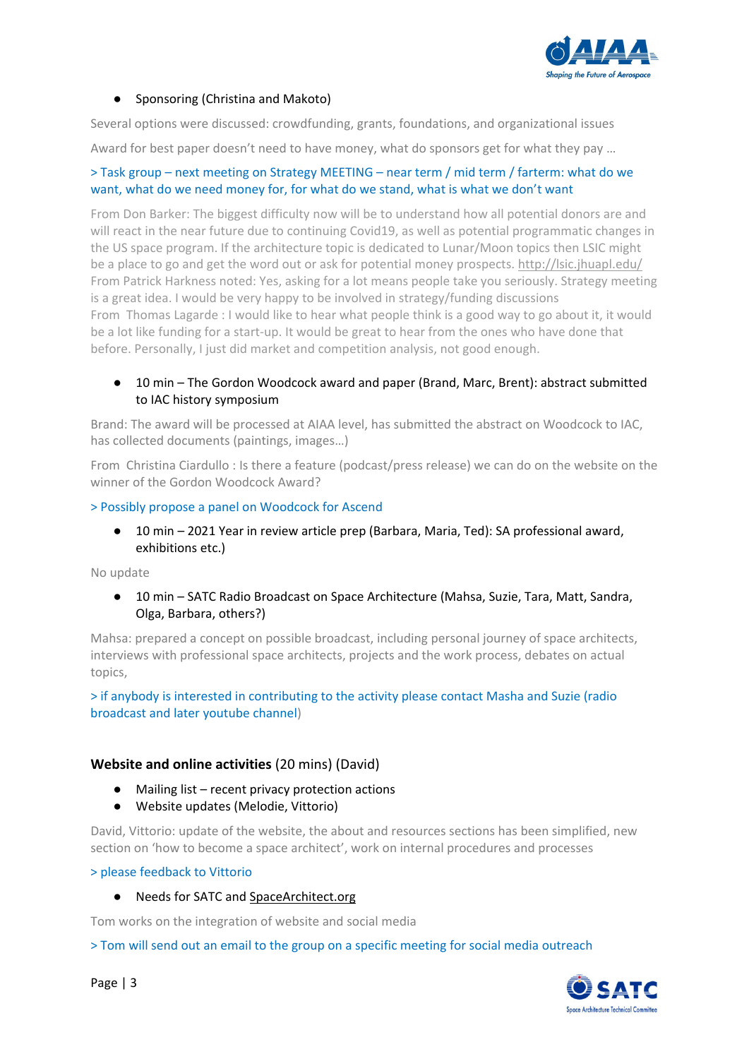- Sponsoring (Christina and Makoto)

Several options were discussed: crowdfunding, grants, foundations, and organizational issues

Award for best paper doesn't need to have money, what do sponsors get for what they pay …

> Task group – next meeting on Strategy MEETING – near term / mid term / farterm: what do we want, what do we need money for, for what do we stand, what is what we don't want

From Don Barker: The biggest difficulty now will be to understand how all potential donors are and will react in the near future due to continuing Covid19, as well as potential programmatic changes in the US space program. If the architecture topic is dedicated to Lunar/Moon topics then LSIC might be a place to go and get the word out or ask for potential money prospects. http://lsic.jhuapl.edu/
From Patrick Harkness noted: Yes, asking for a lot means people take you seriously. Strategy meeting is a great idea. I would be very happy to be involved in strategy/funding discussions
From Thomas Lagarde : I would like to hear what people think is a good way to go about it, it would be a lot like funding for a start-up. It would be great to hear from the ones who have done that before. Personally, I just did market and competition analysis, not good enough.

- 10 min – The Gordon Woodcock award and paper (Brand, Marc, Brent): abstract submitted to IAC history symposium

Brand: The award will be processed at AIAA level, has submitted the abstract on Woodcock to IAC, has collected documents (paintings, images…)

From Christina Ciardullo : Is there a feature (podcast/press release) we can do on the website on the winner of the Gordon Woodcock Award?

> Possibly propose a panel on Woodcock for Ascend

- 10 min – 2021 Year in review article prep (Barbara, Maria, Ted): SA professional award, exhibitions etc.)

No update

- 10 min – SATC Radio Broadcast on Space Architecture (Mahsa, Suzie, Tara, Matt, Sandra, Olga, Barbara, others?)

Mahsa: prepared a concept on possible broadcast, including personal journey of space architects, interviews with professional space architects, projects and the work process, debates on actual topics,

> if anybody is interested in contributing to the activity please contact Masha and Suzie (radio broadcast and later youtube channel)

### **Website and online activities** (20 mins) (David)

- Mailing list – recent privacy protection actions
- Website updates (Melodie, Vittorio)

David, Vittorio: update of the website, the about and resources sections has been simplified, new section on 'how to become a space architect', work on internal procedures and processes

> please feedback to Vittorio

- Needs for SATC and SpaceArchitect.org

Tom works on the integration of website and social media

> Tom will send out an email to the group on a specific meeting for social media outreach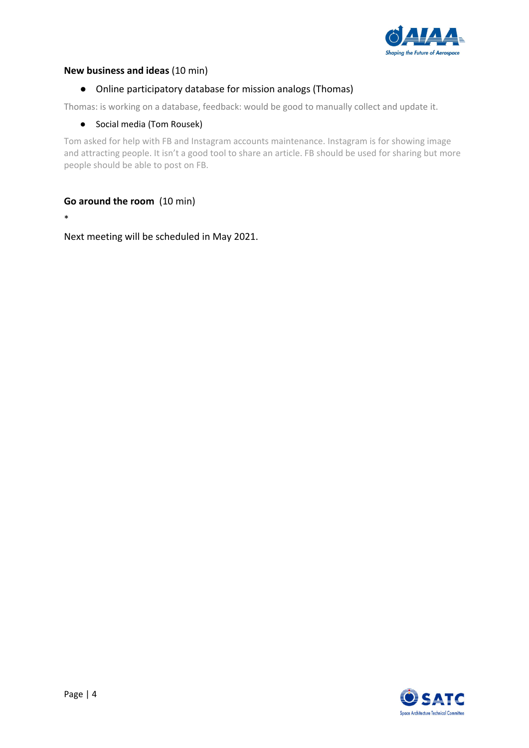**New business and ideas** (10 min)

- Online participatory database for mission analogs (Thomas)

Thomas: is working on a database, feedback: would be good to manually collect and update it.

- Social media (Tom Rousek)

Tom asked for help with FB and Instagram accounts maintenance. Instagram is for showing image and attracting people. It isn't a good tool to share an article. FB should be used for sharing but more people should be able to post on FB.

**Go around the room** (10 min)

*

Next meeting will be scheduled in May 2021.